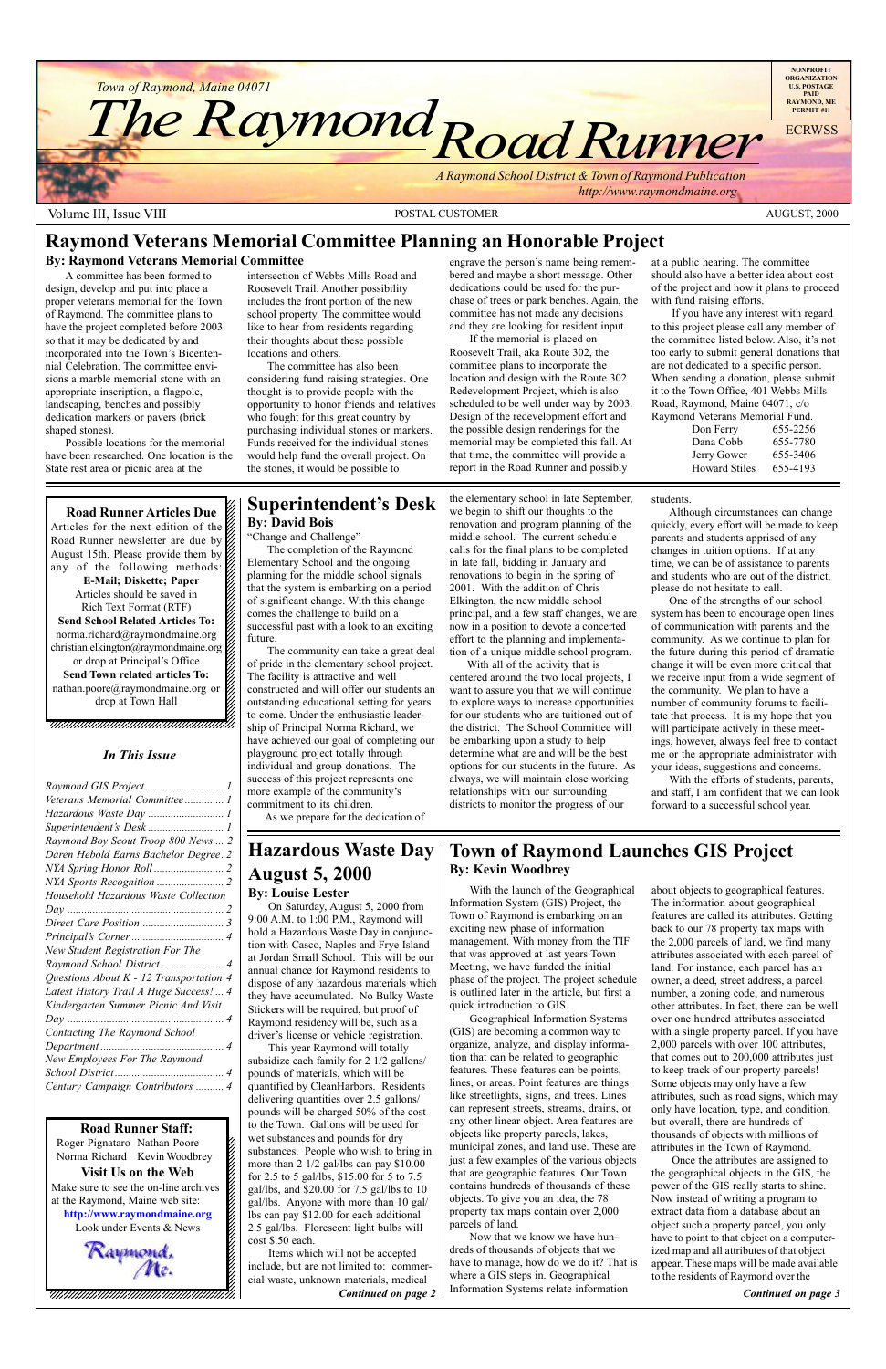Town of Raymond, Maine 04071

# The Raymond Road Runner

NONPROFIT ORGANIZATION U.S. POSTAGE PAID RAYMOND, ME PERMIT #11

ECRWSS

*A Raymond School District & Town of Raymond Publication*
*http://www.raymondmaine.org*

Volume III, Issue VIII — POSTAL CUSTOMER — AUGUST, 2000

## Raymond Veterans Memorial Committee Planning an Honorable Project

**By: Raymond Veterans Memorial Committee**

A committee has been formed to design, develop and put into place a proper veterans memorial for the Town of Raymond. The committee plans to have the project completed before 2003 so that it may be dedicated by and incorporated into the Town's Bicentennial Celebration. The committee envisions a marble memorial stone with an appropriate inscription, a flagpole, landscaping, benches and possibly dedication markers or pavers (brick shaped stones).

Possible locations for the memorial have been researched. One location is the State rest area or picnic area at the intersection of Webbs Mills Road and Roosevelt Trail. Another possibility includes the front portion of the new school property. The committee would like to hear from residents regarding their thoughts about these possible locations and others.

The committee has also been considering fund raising strategies. One thought is to provide people with the opportunity to honor friends and relatives who fought for this great country by purchasing individual stones or markers. Funds received for the individual stones would help fund the overall project. On the stones, it would be possible to engrave the person's name being remembered and maybe a short message. Other dedications could be used for the purchase of trees or park benches. Again, the committee has not made any decisions and they are looking for resident input.

If the memorial is placed on Roosevelt Trail, aka Route 302, the committee plans to incorporate the location and design with the Route 302 Redevelopment Project, which is also scheduled to be well under way by 2003. Design of the redevelopment effort and the possible design renderings for the memorial may be completed this fall. At that time, the committee will provide a report in the Road Runner and possibly at a public hearing. The committee should also have a better idea about cost of the project and how it plans to proceed with fund raising efforts.

If you have any interest with regard to this project please call any member of the committee listed below. Also, it's not too early to submit general donations that are not dedicated to a specific person. When sending a donation, please submit it to the Town Office, 401 Webbs Mills Road, Raymond, Maine 04071, c/o Raymond Veterans Memorial Fund.

| | |
|---|---|
| Don Ferry | 655-2256 |
| Dana Cobb | 655-7780 |
| Jerry Gower | 655-3406 |
| Howard Stiles | 655-4193 |

**Road Runner Articles Due**

Articles for the next edition of the Road Runner newsletter are due by August 15th. Please provide them by any of the following methods:

**E-Mail; Diskette; Paper**

Articles should be saved in Rich Text Format (RTF)

**Send School Related Articles To:**
norma.richard@raymondmaine.org
christian.elkington@raymondmaine.org
or drop at Principal's Office

**Send Town related articles To:**
nathan.poore@raymondmaine.org or drop at Town Hall

### *In This Issue*

- *Raymond GIS Project* ... 1
- *Veterans Memorial Committee* ... 1
- *Hazardous Waste Day* ... 1
- *Superintendent's Desk* ... 1
- *Raymond Boy Scout Troop 800 News* ... 2
- *Daren Hebold Earns Bachelor Degree* ... 2
- *NYA Spring Honor Roll* ... 2
- *NYA Sports Recognition* ... 2
- *Household Hazardous Waste Collection Day* ... 2
- *Direct Care Position* ... 3
- *Principal's Corner* ... 4
- *New Student Registration For The Raymond School District* ... 4
- *Questions About K - 12 Transportation* ... 4
- *Latest History Trail A Huge Success!* ... 4
- *Kindergarten Summer Picnic And Visit Day* ... 4
- *Contacting The Raymond School Department* ... 4
- *New Employees For The Raymond School District* ... 4
- *Century Campaign Contributors* ... 4

**Road Runner Staff:**

Roger Pignataro, Nathan Poore, Norma Richard, Kevin Woodbrey

**Visit Us on the Web**

Make sure to see the on-line archives at the Raymond, Maine web site:
**http://www.raymondmaine.org**
Look under Events & News

## Superintendent's Desk

**By: David Bois**

"Change and Challenge"

The completion of the Raymond Elementary School and the ongoing planning for the middle school signals that the system is embarking on a period of significant change. With this change comes the challenge to build on a successful past with a look to an exciting future.

The community can take a great deal of pride in the elementary school project. The facility is attractive and well constructed and will offer our students an outstanding educational setting for years to come. Under the enthusiastic leadership of Principal Norma Richard, we have achieved our goal of completing our playground project totally through individual and group donations. The success of this project represents one more example of the community's commitment to its children.

As we prepare for the dedication of the elementary school in late September, we begin to shift our thoughts to the renovation and program planning of the middle school. The current schedule calls for the final plans to be completed in late fall, bidding in January and renovations to begin in the spring of 2001. With the addition of Chris Elkington, the new middle school principal, and a few staff changes, we are now in a position to devote a concerted effort to the planning and implementation of a unique middle school program.

With all of the activity that is centered around the two local projects, I want to assure you that we will continue to explore ways to increase opportunities for our students who are tuitioned out of the district. The School Committee will be embarking upon a study to help determine what are and will be the best options for our students in the future. As always, we will maintain close working relationships with our surrounding districts to monitor the progress of our students.

Although circumstances can change quickly, every effort will be made to keep parents and students apprised of any changes in tuition options. If at any time, we can be of assistance to parents and students who are out of the district, please do not hesitate to call.

One of the strengths of our school system has been to encourage open lines of communication with parents and the community. As we continue to plan for the future during this period of dramatic change it will be even more critical that we receive input from a wide segment of the community. We plan to have a number of community forums to facilitate that process. It is my hope that you will participate actively in these meetings, however, always feel free to contact me or the appropriate administrator with your ideas, suggestions and concerns.

With the efforts of students, parents, and staff, I am confident that we can look forward to a successful school year.

## Hazardous Waste Day August 5, 2000

**By: Louise Lester**

On Saturday, August 5, 2000 from 9:00 A.M. to 1:00 P.M., Raymond will hold a Hazardous Waste Day in conjunction with Casco, Naples and Frye Island at Jordan Small School. This will be our annual chance for Raymond residents to dispose of any hazardous materials which they have accumulated. No Bulky Waste Stickers will be required, but proof of Raymond residency will be, such as a driver's license or vehicle registration.

This year Raymond will totally subsidize each family for 2 1/2 gallons/pounds of materials, which will be quantified by CleanHarbors. Residents delivering quantities over 2.5 gallons/pounds will be charged 50% of the cost to the Town. Gallons will be used for wet substances and pounds for dry substances. People who wish to bring in more than 2 1/2 gal/lbs can pay $10.00 for 2.5 to 5 gal/lbs, $15.00 for 5 to 7.5 gal/lbs, and $20.00 for 7.5 gal/lbs to 10 gal/lbs. Anyone with more than 10 gal/lbs can pay $12.00 for each additional 2.5 gal/lbs. Florescent light bulbs will cost $.50 each.

Items which will not be accepted include, but are not limited to: commercial waste, unknown materials, medical

***Continued on page 2***

## Town of Raymond Launches GIS Project

**By: Kevin Woodbrey**

With the launch of the Geographical Information System (GIS) Project, the Town of Raymond is embarking on an exciting new phase of information management. With money from the TIF that was approved at last years Town Meeting, we have funded the initial phase of the project. The project schedule is outlined later in the article, but first a quick introduction to GIS.

Geographical Information Systems (GIS) are becoming a common way to organize, analyze, and display information that can be related to geographic features. These features can be points, lines, or areas. Point features are things like streetlights, signs, and trees. Lines can represent streets, streams, drains, or any other linear object. Area features are objects like property parcels, lakes, municipal zones, and land use. These are just a few examples of the various objects that are geographic features. Our Town contains hundreds of thousands of these objects. To give you an idea, the 78 property tax maps contain over 2,000 parcels of land.

Now that we know we have hundreds of thousands of objects that we have to manage, how do we do it? That is where GIS steps in. Geographical Information Systems relate information about objects to geographical features. The information about geographical features are called its attributes. Getting back to our 78 property tax maps with the 2,000 parcels of land, we find many attributes associated with each parcel of land. For instance, each parcel has an owner, a deed, street address, a parcel number, a zoning code, and numerous other attributes. In fact, there can be well over one hundred attributes associated with a single property parcel. If you have 2,000 parcels with over 100 attributes, that comes out to over 200,000 attributes just to keep track of our property parcels! Some objects may only have a few attributes, such as road signs, which may only have location, type, and condition, but overall, there are hundreds of thousands of objects with millions of attributes in the Town of Raymond.

Once the attributes are assigned to the geographical objects in the GIS, the power of the GIS really starts to shine. Now instead of writing a program to extract data from a database about an object such a property parcel, you only have to point to that object on a computerized map and all attributes of that object appear. These maps will be made available to the residents of Raymond over the

***Continued on page 3***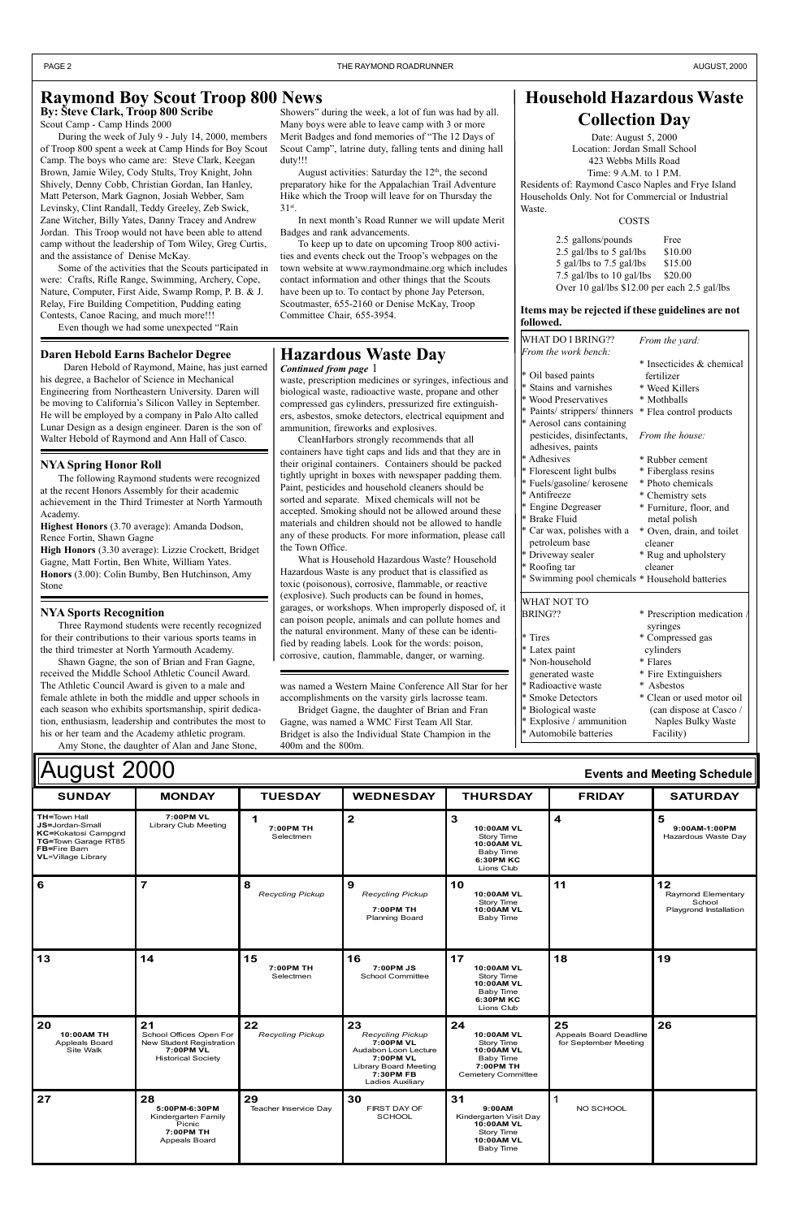## Raymond Boy Scout Troop 800 News

**By: Steve Clark, Troop 800 Scribe**

Scout Camp - Camp Hinds 2000

During the week of July 9 - July 14, 2000, members of Troop 800 spent a week at Camp Hinds for Boy Scout Camp. The boys who came are: Steve Clark, Keegan Brown, Jamie Wiley, Cody Stults, Troy Knight, John Shively, Denny Cobb, Christian Gordan, Ian Hanley, Matt Peterson, Mark Gagnon, Josiah Webber, Sam Levinsky, Clint Randall, Teddy Greeley, Zeb Swick, Zane Witcher, Billy Yates, Danny Tracey and Andrew Jordan. This Troop would not have been able to attend camp without the leadership of Tom Wiley, Greg Curtis, and the assistance of Denise McKay.

Some of the activities that the Scouts participated in were: Crafts, Rifle Range, Swimming, Archery, Cope, Nature, Computer, First Aide, Swamp Romp, P. B. & J. Relay, Fire Building Competition, Pudding eating Contests, Canoe Racing, and much more!!!

Even though we had some unexpected "Rain Showers" during the week, a lot of fun was had by all. Many boys were able to leave camp with 3 or more Merit Badges and fond memories of "The 12 Days of Scout Camp", latrine duty, falling tents and dining hall duty!!!

August activities: Saturday the 12th, the second preparatory hike for the Appalachian Trail Adventure Hike which the Troop will leave for on Thursday the 31st.

In next month's Road Runner we will update Merit Badges and rank advancements.

To keep up to date on upcoming Troop 800 activities and events check out the Troop's webpages on the town website at www.raymondmaine.org which includes contact information and other things that the Scouts have been up to. To contact by phone Jay Peterson, Scoutmaster, 655-2160 or Denise McKay, Troop Committee Chair, 655-3954.

### Daren Hebold Earns Bachelor Degree

Daren Hebold of Raymond, Maine, has just earned his degree, a Bachelor of Science in Mechanical Engineering from Northeastern University. Daren will be moving to California's Silicon Valley in September. He will be employed by a company in Palo Alto called Lunar Design as a design engineer. Daren is the son of Walter Hebold of Raymond and Ann Hall of Casco.

### NYA Spring Honor Roll

The following Raymond students were recognized at the recent Honors Assembly for their academic achievement in the Third Trimester at North Yarmouth Academy.

**Highest Honors** (3.70 average): Amanda Dodson, Renee Fortin, Shawn Gagne

**High Honors** (3.30 average): Lizzie Crockett, Bridget Gagne, Matt Fortin, Ben White, William Yates.

**Honors** (3.00): Colin Bumby, Ben Hutchinson, Amy Stone

### NYA Sports Recognition

Three Raymond students were recently recognized for their contributions to their various sports teams in the third trimester at North Yarmouth Academy.

Shawn Gagne, the son of Brian and Fran Gagne, received the Middle School Athletic Council Award. The Athletic Council Award is given to a male and female athlete in both the middle and upper schools in each season who exhibits sportsmanship, spirit dedication, enthusiasm, leadership and contributes the most to his or her team and the Academy athletic program.

Amy Stone, the daughter of Alan and Jane Stone, was named a Western Maine Conference All Star for her accomplishments on the varsity girls lacrosse team.

Bridget Gagne, the daughter of Brian and Fran Gagne, was named a WMC First Team All Star. Bridget is also the Individual State Champion in the 400m and the 800m.

## Hazardous Waste Day

*Continued from page 1*

waste, prescription medicines or syringes, infectious and biological waste, radioactive waste, propane and other compressed gas cylinders, pressurized fire extinguishers, asbestos, smoke detectors, electrical equipment and ammunition, fireworks and explosives.

CleanHarbors strongly recommends that all containers have tight caps and lids and that they are in their original containers. Containers should be packed tightly upright in boxes with newspaper padding them. Paint, pesticides and household cleaners should be sorted and separate. Mixed chemicals will not be accepted. Smoking should not be allowed around these materials and children should not be allowed to handle any of these products. For more information, please call the Town Office.

What is Household Hazardous Waste? Household Hazardous Waste is any product that is classified as toxic (poisonous), corrosive, flammable, or reactive (explosive). Such products can be found in homes, garages, or workshops. When improperly disposed of, it can poison people, animals and can pollute homes and the natural environment. Many of these can be identified by reading labels. Look for the words: poison, corrosive, caution, flammable, danger, or warning.

## Household Hazardous Waste Collection Day

Date: August 5, 2000
Location: Jordan Small School
423 Webbs Mills Road
Time: 9 A.M. to 1 P.M.

Residents of: Raymond Casco Naples and Frye Island Households Only. Not for Commercial or Industrial Waste.

COSTS

| | |
|---|---|
| 2.5 gallons/pounds | Free |
| 2.5 gal/lbs to 5 gal/lbs | $10.00 |
| 5 gal/lbs to 7.5 gal/lbs | $15.00 |
| 7.5 gal/lbs to 10 gal/lbs | $20.00 |
| Over 10 gal/lbs $12.00 per each 2.5 gal/lbs | |

**Items may be rejected if these guidelines are not followed.**

WHAT DO I BRING??

*From the work bench:*
- Oil based paints
- Stains and varnishes
- Wood Preservatives
- Paints/ strippers/ thinners
- Aerosol cans containing pesticides, disinfectants, adhesives, paints
- Adhesives
- Florescent light bulbs
- Fuels/gasoline/ kerosene
- Antifreeze
- Engine Degreaser
- Brake Fluid
- Car wax, polishes with a petroleum base
- Driveway sealer
- Roofing tar
- Swimming pool chemicals

*From the yard:*
- Insecticides & chemical fertilizer
- Weed Killers
- Mothballs
- Flea control products

*From the house:*
- Rubber cement
- Fiberglass resins
- Photo chemicals
- Chemistry sets
- Furniture, floor, and metal polish
- Oven, drain, and toilet cleaner
- Rug and upholstery cleaner
- Household batteries

WHAT NOT TO BRING??
- Tires
- Latex paint
- Non-household generated waste
- Radioactive waste
- Smoke Detectors
- Biological waste
- Explosive / ammunition
- Automobile batteries
- Prescription medication / syringes
- Compressed gas cylinders
- Flares
- Fire Extinguishers
- Asbestos
- Clean or used motor oil (can dispose at Casco / Naples Bulky Waste Facility)

## August 2000 — Events and Meeting Schedule

| SUNDAY | MONDAY | TUESDAY | WEDNESDAY | THURSDAY | FRIDAY | SATURDAY |
|---|---|---|---|---|---|---|
| **TH**=Town Hall **JS**=Jordan-Small **KC**=Kokatosi Campgnd **TG**=Town Garage RT85 **FB**=Fire Barn **VL**=Village Library | **7:00PM VL** Library Club Meeting | 1 **7:00PM TH** Selectmen | 2 | 3 **10:00AM VL** Story Time **10:00AM VL** Baby Time **6:30PM KC** Lions Club | 4 | 5 **9:00AM-1:00PM** Hazardous Waste Day |
| 6 | 7 | 8 *Recycling Pickup* | 9 *Recycling Pickup* **7:00PM TH** Planning Board | 10 **10:00AM VL** Story Time **10:00AM VL** Baby Time | 11 | 12 Raymond Elementary School Playgrond Installation |
| 13 | 14 | 15 **7:00PM TH** Selectmen | 16 **7:00PM JS** School Committee | 17 **10:00AM VL** Story Time **10:00AM VL** Baby Time **6:30PM KC** Lions Club | 18 | 19 |
| 20 **10:00AM TH** Appleals Board Site Walk | 21 School Offices Open For New Student Registration **7:00PM VL** Historical Society | 22 *Recycling Pickup* | 23 *Recycling Pickup* **7:00PM VL** Audabon Loon Lecture **7:00PM VL** Library Board Meeting **7:30PM FB** Ladies Auxiliary | 24 **10:00AM VL** Story Time **10:00AM VL** Baby Time **7:00PM TH** Cemetery Committee | 25 Appeals Board Deadline for September Meeting | 26 |
| 27 | 28 **5:00PM-6:30PM** Kindergarten Family Picnic **7:00PM TH** Appeals Board | 29 Teacher Inservice Day | 30 FIRST DAY OF SCHOOL | 31 **9:00AM** Kindergarten Visit Day **10:00AM VL** Story Time **10:00AM VL** Baby Time | 1 NO SCHOOL | |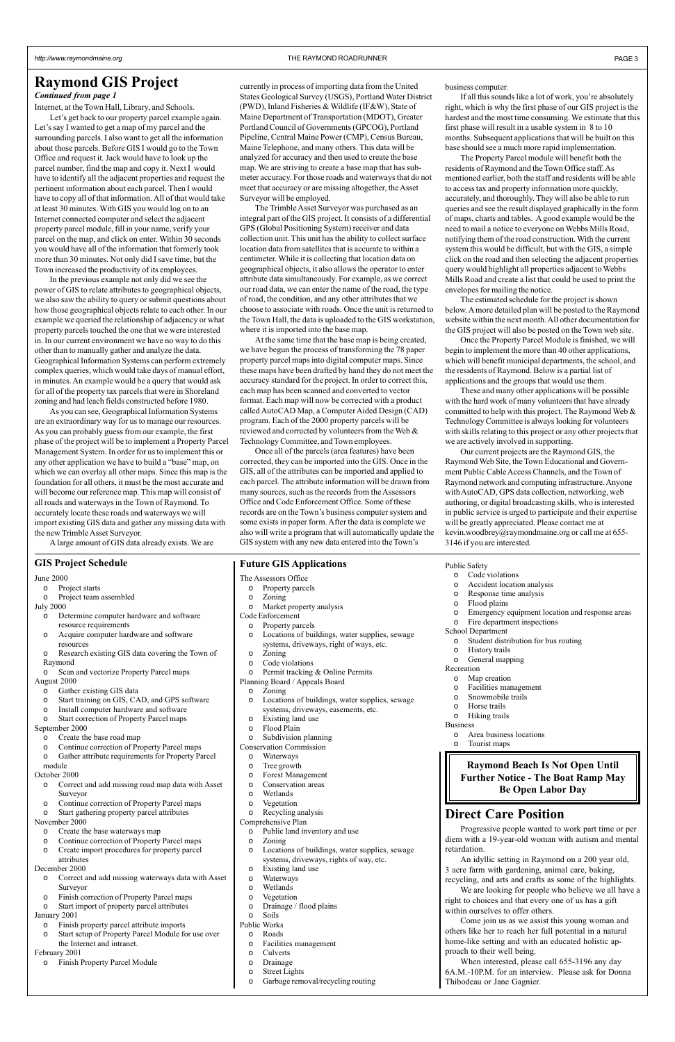# Raymond GIS Project

***Continued from page 1***

Internet, at the Town Hall, Library, and Schools.

Let's get back to our property parcel example again. Let's say I wanted to get a map of my parcel and the surrounding parcels. I also want to get all the information about those parcels. Before GIS I would go to the Town Office and request it. Jack would have to look up the parcel number, find the map and copy it. Next I would have to identify all the adjacent properties and request the pertinent information about each parcel. Then I would have to copy all of that information. All of that would take at least 30 minutes. With GIS you would log on to an Internet connected computer and select the adjacent property parcel module, fill in your name, verify your parcel on the map, and click on enter. Within 30 seconds you would have all of the information that formerly took more than 30 minutes. Not only did I save time, but the Town increased the productivity of its employees.

In the previous example not only did we see the power of GIS to relate attributes to geographical objects, we also saw the ability to query or submit questions about how those geographical objects relate to each other. In our example we queried the relationship of adjacency or what property parcels touched the one that we were interested in. In our current environment we have no way to do this other than to manually gather and analyze the data. Geographical Information Systems can perform extremely complex queries, which would take days of manual effort, in minutes. An example would be a query that would ask for all of the property tax parcels that were in Shoreland zoning and had leach fields constructed before 1980.

As you can see, Geographical Information Systems are an extraordinary way for us to manage our resources. As you can probably guess from our example, the first phase of the project will be to implement a Property Parcel Management System. In order for us to implement this or any other application we have to build a "base" map, on which we can overlay all other maps. Since this map is the foundation for all others, it must be the most accurate and will become our reference map. This map will consist of all roads and waterways in the Town of Raymond. To accurately locate these roads and waterways we will import existing GIS data and gather any missing data with the new Trimble Asset Surveyor.

A large amount of GIS data already exists. We are currently in process of importing data from the United States Geological Survey (USGS), Portland Water District (PWD), Inland Fisheries & Wildlife (IF&W), State of Maine Department of Transportation (MDOT), Greater Portland Council of Governments (GPCOG), Portland Pipeline, Central Maine Power (CMP), Census Bureau, Maine Telephone, and many others. This data will be analyzed for accuracy and then used to create the base map. We are striving to create a base map that has sub-meter accuracy. For those roads and waterways that do not meet that accuracy or are missing altogether, the Asset Surveyor will be employed.

The Trimble Asset Surveyor was purchased as an integral part of the GIS project. It consists of a differential GPS (Global Positioning System) receiver and data collection unit. This unit has the ability to collect surface location data from satellites that is accurate to within a centimeter. While it is collecting that location data on geographical objects, it also allows the operator to enter attribute data simultaneously. For example, as we correct our road data, we can enter the name of the road, the type of road, the condition, and any other attributes that we choose to associate with roads. Once the unit is returned to the Town Hall, the data is uploaded to the GIS workstation, where it is imported into the base map.

At the same time that the base map is being created, we have begun the process of transforming the 78 paper property parcel maps into digital computer maps. Since these maps have been drafted by hand they do not meet the accuracy standard for the project. In order to correct this, each map has been scanned and converted to vector format. Each map will now be corrected with a product called AutoCAD Map, a Computer Aided Design (CAD) program. Each of the 2000 property parcels will be reviewed and corrected by volunteers from the Web & Technology Committee, and Town employees.

Once all of the parcels (area features) have been corrected, they can be imported into the GIS. Once in the GIS, all of the attributes can be imported and applied to each parcel. The attribute information will be drawn from many sources, such as the records from the Assessors Office and Code Enforcement Office. Some of these records are on the Town's business computer system and some exists in paper form. After the data is complete we also will write a program that will automatically update the GIS system with any new data entered into the Town's business computer.

If all this sounds like a lot of work, you're absolutely right, which is why the first phase of our GIS project is the hardest and the most time consuming. We estimate that this first phase will result in a usable system in 8 to 10 months. Subsequent applications that will be built on this base should see a much more rapid implementation.

The Property Parcel module will benefit both the residents of Raymond and the Town Office staff. As mentioned earlier, both the staff and residents will be able to access tax and property information more quickly, accurately, and thoroughly. They will also be able to run queries and see the result displayed graphically in the form of maps, charts and tables. A good example would be the need to mail a notice to everyone on Webbs Mills Road, notifying them of the road construction. With the current system this would be difficult, but with the GIS, a simple click on the road and then selecting the adjacent properties query would highlight all properties adjacent to Webbs Mills Road and create a list that could be used to print the envelopes for mailing the notice.

The estimated schedule for the project is shown below. A more detailed plan will be posted to the Raymond website within the next month. All other documentation for the GIS project will also be posted on the Town web site.

Once the Property Parcel Module is finished, we will begin to implement the more than 40 other applications, which will benefit municipal departments, the school, and the residents of Raymond. Below is a partial list of applications and the groups that would use them.

These and many other applications will be possible with the hard work of many volunteers that have already committed to help with this project. The Raymond Web & Technology Committee is always looking for volunteers with skills relating to this project or any other projects that we are actively involved in supporting.

Our current projects are the Raymond GIS, the Raymond Web Site, the Town Educational and Government Public Cable Access Channels, and the Town of Raymond network and computing infrastructure. Anyone with AutoCAD, GPS data collection, networking, web authoring, or digital broadcasting skills, who is interested in public service is urged to participate and their expertise will be greatly appreciated. Please contact me at kevin.woodbrey@raymondmaine.org or call me at 655-3146 if you are interested.

## GIS Project Schedule

June 2000
- Project starts
- Project team assembled

July 2000
- Determine computer hardware and software resource requirements
- Acquire computer hardware and software resources
- Research existing GIS data covering the Town of Raymond
- Scan and vectorize Property Parcel maps

August 2000
- Gather existing GIS data
- Start training on GIS, CAD, and GPS software
- Install computer hardware and software
- Start correction of Property Parcel maps

September 2000
- Create the base road map
- Continue correction of Property Parcel maps
- Gather attribute requirements for Property Parcel module

October 2000
- Correct and add missing road map data with Asset Surveyor
- Continue correction of Property Parcel maps
- Start gathering property parcel attributes

November 2000
- Create the base waterways map
- Continue correction of Property Parcel maps
- Create import procedures for property parcel attributes

December 2000
- Correct and add missing waterways data with Asset Surveyor
- Finish correction of Property Parcel maps
- Start import of property parcel attributes

January 2001
- Finish property parcel attribute imports
- Start setup of Property Parcel Module for use over the Internet and intranet.

February 2001
- Finish Property Parcel Module

## Future GIS Applications

The Assessors Office
- Property parcels
- Zoning
- Market property analysis

Code Enforcement
- Property parcels
- Locations of buildings, water supplies, sewage systems, driveways, right of ways, etc.
- Zoning
- Code violations
- Permit tracking & Online Permits

Planning Board / Appeals Board
- Zoning
- Locations of buildings, water supplies, sewage systems, driveways, easements, etc.
- Existing land use
- Flood Plain
- Subdivision planning

Conservation Commission
- Waterways
- Tree growth
- Forest Management
- Conservation areas
- Wetlands
- Vegetation
- Recycling analysis

Comprehensive Plan
- Public land inventory and use
- Zoning
- Locations of buildings, water supplies, sewage systems, driveways, rights of way, etc.
- Existing land use
- Waterways
- Wetlands
- Vegetation
- Drainage / flood plains
- Soils

Public Works
- Roads
- Facilities management
- Culverts
- Drainage
- Street Lights
- Garbage removal/recycling routing

Public Safety
- Code violations
- Accident location analysis
- Response time analysis
- Flood plains
- Emergency equipment location and response areas
- Fire department inspections

School Department
- Student distribution for bus routing
- History trails
- General mapping

Recreation
- Map creation
- Facilities management
- Snowmobile trails
- Horse trails
- Hiking trails

Business
- Area business locations
- Tourist maps

**Raymond Beach Is Not Open Until Further Notice - The Boat Ramp May Be Open Labor Day**

# Direct Care Position

Progressive people wanted to work part time or per diem with a 19-year-old woman with autism and mental retardation.

An idyllic setting in Raymond on a 200 year old, 3 acre farm with gardening, animal care, baking, recycling, and arts and crafts as some of the highlights.

We are looking for people who believe we all have a right to choices and that every one of us has a gift within ourselves to offer others.

Come join us as we assist this young woman and others like her to reach her full potential in a natural home-like setting and with an educated holistic approach to their well being.

When interested, please call 655-3196 any day 6A.M.-10P.M. for an interview. Please ask for Donna Thibodeau or Jane Gagnier.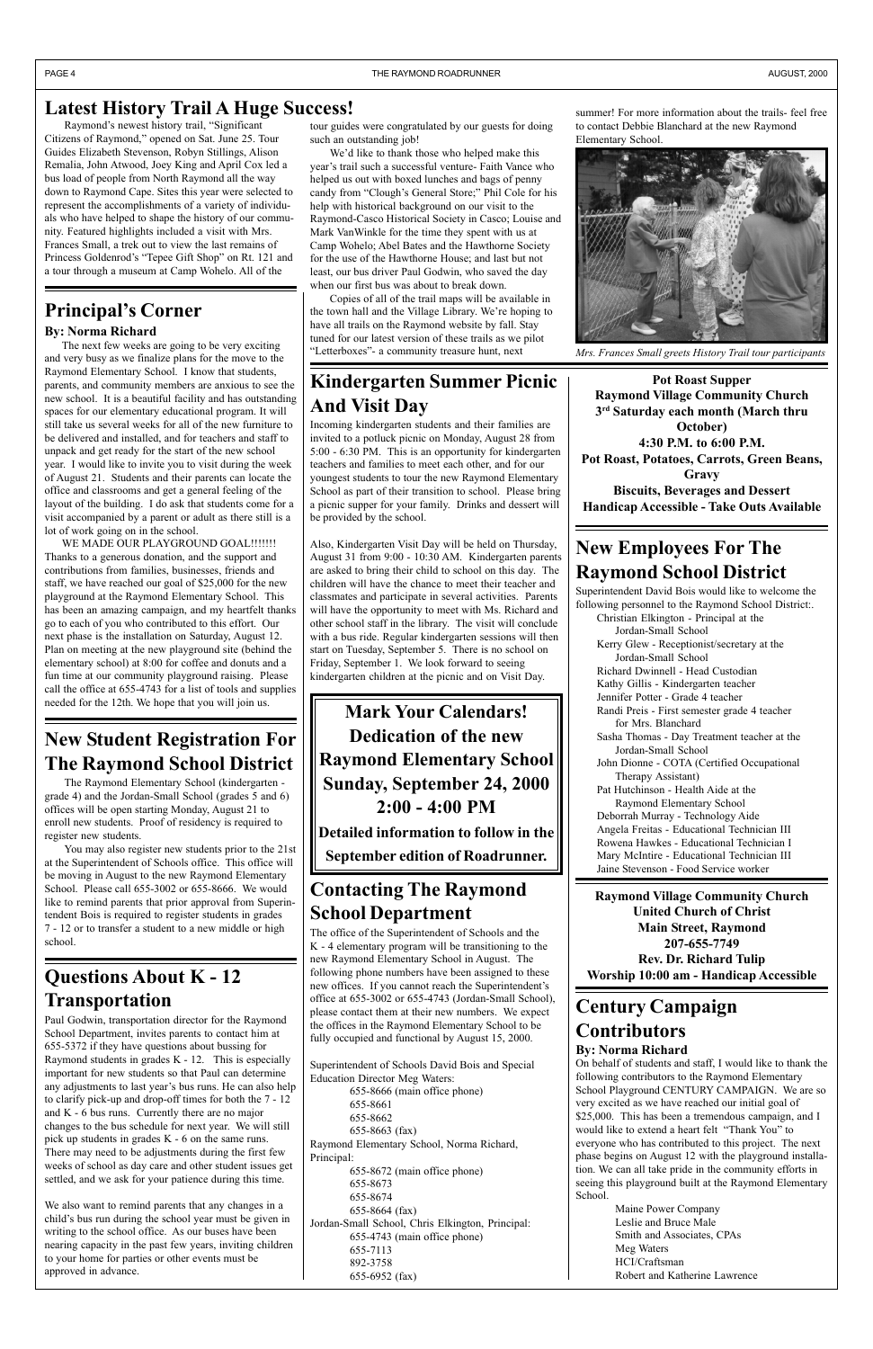## Latest History Trail A Huge Success!

Raymond's newest history trail, "Significant Citizens of Raymond," opened on Sat. June 25. Tour Guides Elizabeth Stevenson, Robyn Stillings, Alison Remalia, John Atwood, Joey King and April Cox led a bus load of people from North Raymond all the way down to Raymond Cape. Sites this year were selected to represent the accomplishments of a variety of individuals who have helped to shape the history of our community. Featured highlights included a visit with Mrs. Frances Small, a trek out to view the last remains of Princess Goldenrod's "Tepee Gift Shop" on Rt. 121 and a tour through a museum at Camp Wohelo. All of the tour guides were congratulated by our guests for doing such an outstanding job!

We'd like to thank those who helped make this year's trail such a successful venture- Faith Vance who helped us out with boxed lunches and bags of penny candy from "Clough's General Store;" Phil Cole for his help with historical background on our visit to the Raymond-Casco Historical Society in Casco; Louise and Mark VanWinkle for the time they spent with us at Camp Wohelo; Abel Bates and the Hawthorne Society for the use of the Hawthorne House; and last but not least, our bus driver Paul Godwin, who saved the day when our first bus was about to break down.

Copies of all of the trail maps will be available in the town hall and the Village Library. We're hoping to have all trails on the Raymond website by fall. Stay tuned for our latest version of these trails as we pilot "Letterboxes"- a community treasure hunt, next summer! For more information about the trails- feel free to contact Debbie Blanchard at the new Raymond Elementary School.

*Mrs. Frances Small greets History Trail tour participants*

## Principal's Corner

**By: Norma Richard**

The next few weeks are going to be very exciting and very busy as we finalize plans for the move to the Raymond Elementary School. I know that students, parents, and community members are anxious to see the new school. It is a beautiful facility and has outstanding spaces for our elementary educational program. It will still take us several weeks for all of the new furniture to be delivered and installed, and for teachers and staff to unpack and get ready for the start of the new school year. I would like to invite you to visit during the week of August 21. Students and their parents can locate the office and classrooms and get a general feeling of the layout of the building. I do ask that students come for a visit accompanied by a parent or adult as there still is a lot of work going on in the school.

WE MADE OUR PLAYGROUND GOAL!!!!!!! Thanks to a generous donation, and the support and contributions from families, businesses, friends and staff, we have reached our goal of $25,000 for the new playground at the Raymond Elementary School. This has been an amazing campaign, and my heartfelt thanks go to each of you who contributed to this effort. Our next phase is the installation on Saturday, August 12. Plan on meeting at the new playground site (behind the elementary school) at 8:00 for coffee and donuts and a fun time at our community playground raising. Please call the office at 655-4743 for a list of tools and supplies needed for the 12th. We hope that you will join us.

## New Student Registration For The Raymond School District

The Raymond Elementary School (kindergarten - grade 4) and the Jordan-Small School (grades 5 and 6) offices will be open starting Monday, August 21 to enroll new students. Proof of residency is required to register new students.

You may also register new students prior to the 21st at the Superintendent of Schools office. This office will be moving in August to the new Raymond Elementary School. Please call 655-3002 or 655-8666. We would like to remind parents that prior approval from Superintendent Bois is required to register students in grades 7 - 12 or to transfer a student to a new middle or high school.

## Questions About K - 12 Transportation

Paul Godwin, transportation director for the Raymond School Department, invites parents to contact him at 655-5372 if they have questions about bussing for Raymond students in grades K - 12. This is especially important for new students so that Paul can determine any adjustments to last year's bus runs. He can also help to clarify pick-up and drop-off times for both the 7 - 12 and K - 6 bus runs. Currently there are no major changes to the bus schedule for next year. We will still pick up students in grades K - 6 on the same runs. There may need to be adjustments during the first few weeks of school as day care and other student issues get settled, and we ask for your patience during this time.

We also want to remind parents that any changes in a child's bus run during the school year must be given in writing to the school office. As our buses have been nearing capacity in the past few years, inviting children to your home for parties or other events must be approved in advance.

## Kindergarten Summer Picnic And Visit Day

Incoming kindergarten students and their families are invited to a potluck picnic on Monday, August 28 from 5:00 - 6:30 PM. This is an opportunity for kindergarten teachers and families to meet each other, and for our youngest students to tour the new Raymond Elementary School as part of their transition to school. Please bring a picnic supper for your family. Drinks and dessert will be provided by the school.

Also, Kindergarten Visit Day will be held on Thursday, August 31 from 9:00 - 10:30 AM. Kindergarten parents are asked to bring their child to school on this day. The children will have the chance to meet their teacher and classmates and participate in several activities. Parents will have the opportunity to meet with Ms. Richard and other school staff in the library. The visit will conclude with a bus ride. Regular kindergarten sessions will then start on Tuesday, September 5. There is no school on Friday, September 1. We look forward to seeing kindergarten children at the picnic and on Visit Day.

**Mark Your Calendars!**
**Dedication of the new Raymond Elementary School**
**Sunday, September 24, 2000**
**2:00 - 4:00 PM**
**Detailed information to follow in the September edition of Roadrunner.**

## Contacting The Raymond School Department

The office of the Superintendent of Schools and the K - 4 elementary program will be transitioning to the new Raymond Elementary School in August. The following phone numbers have been assigned to these new offices. If you cannot reach the Superintendent's office at 655-3002 or 655-4743 (Jordan-Small School), please contact them at their new numbers. We expect the offices in the Raymond Elementary School to be fully occupied and functional by August 15, 2000.

Superintendent of Schools David Bois and Special Education Director Meg Waters:
- 655-8666 (main office phone)
- 655-8661
- 655-8662
- 655-8663 (fax)

Raymond Elementary School, Norma Richard, Principal:
- 655-8672 (main office phone)
- 655-8673
- 655-8674
- 655-8664 (fax)

Jordan-Small School, Chris Elkington, Principal:
- 655-4743 (main office phone)
- 655-7113
- 892-3758
- 655-6952 (fax)

**Pot Roast Supper**
**Raymond Village Community Church**
**3rd Saturday each month (March thru October)**
**4:30 P.M. to 6:00 P.M.**
**Pot Roast, Potatoes, Carrots, Green Beans, Gravy**
**Biscuits, Beverages and Dessert**
**Handicap Accessible - Take Outs Available**

## New Employees For The Raymond School District

Superintendent David Bois would like to welcome the following personnel to the Raymond School District:.

- Christian Elkington - Principal at the Jordan-Small School
- Kerry Glew - Receptionist/secretary at the Jordan-Small School
- Richard Dwinnell - Head Custodian
- Kathy Gillis - Kindergarten teacher
- Jennifer Potter - Grade 4 teacher
- Randi Preis - First semester grade 4 teacher for Mrs. Blanchard
- Sasha Thomas - Day Treatment teacher at the Jordan-Small School
- John Dionne - COTA (Certified Occupational Therapy Assistant)
- Pat Hutchinson - Health Aide at the Raymond Elementary School
- Deborrah Murray - Technology Aide
- Angela Freitas - Educational Technician III
- Rowena Hawkes - Educational Technician I
- Mary McIntire - Educational Technician III
- Jaine Stevenson - Food Service worker

**Raymond Village Community Church**
**United Church of Christ**
**Main Street, Raymond**
**207-655-7749**
**Rev. Dr. Richard Tulip**
**Worship 10:00 am - Handicap Accessible**

## Century Campaign Contributors

**By: Norma Richard**

On behalf of students and staff, I would like to thank the following contributors to the Raymond Elementary School Playground CENTURY CAMPAIGN. We are so very excited as we have reached our initial goal of $25,000. This has been a tremendous campaign, and I would like to extend a heart felt "Thank You" to everyone who has contributed to this project. The next phase begins on August 12 with the playground installation. We can all take pride in the community efforts in seeing this playground built at the Raymond Elementary School.

- Maine Power Company
- Leslie and Bruce Male
- Smith and Associates, CPAs
- Meg Waters
- HCI/Craftsman
- Robert and Katherine Lawrence